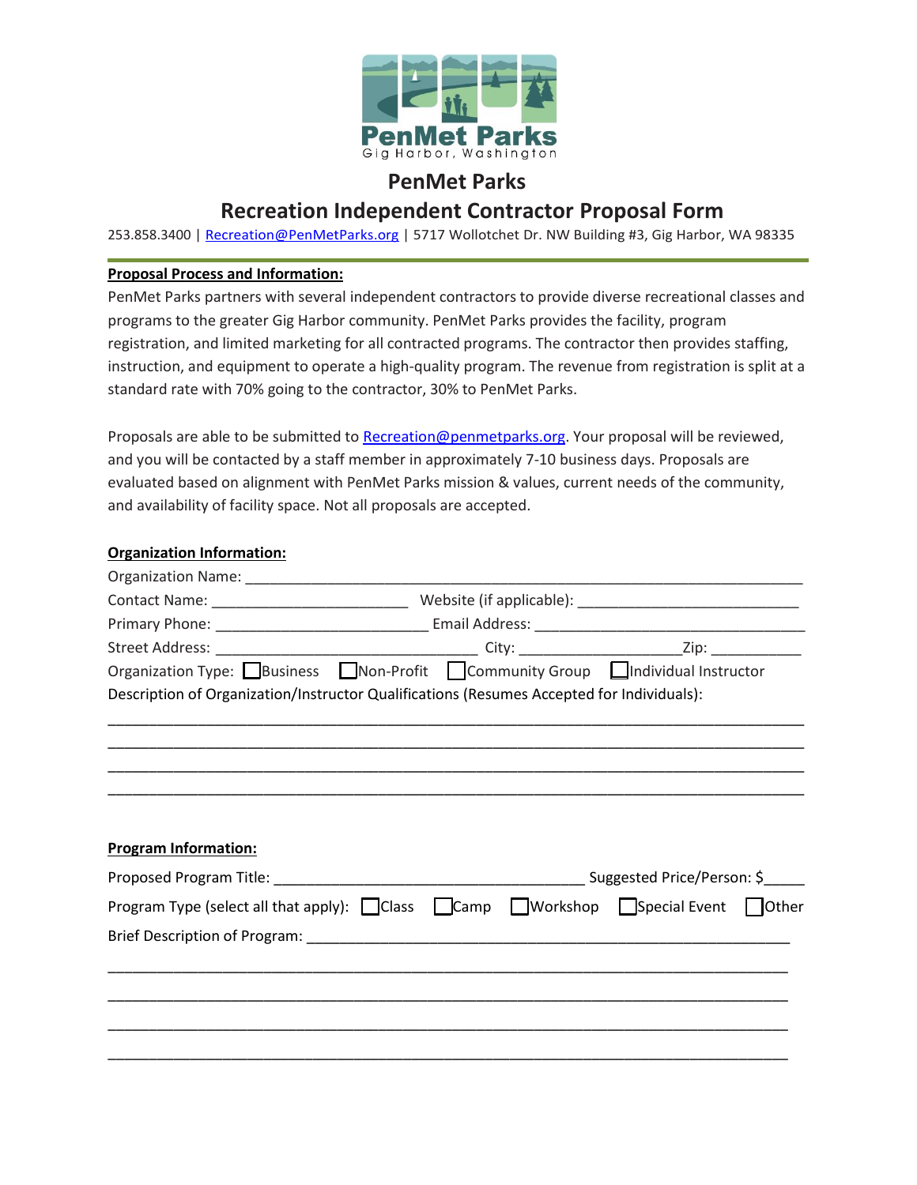PenMet Parks
Gig Harbor, Washington

# PenMet Parks

## Recreation Independent Contractor Proposal Form

253.858.3400 | Recreation@PenMetParks.org | 5717 Wollotchet Dr. NW Building #3, Gig Harbor, WA 98335

---

**Proposal Process and Information:**

PenMet Parks partners with several independent contractors to provide diverse recreational classes and programs to the greater Gig Harbor community. PenMet Parks provides the facility, program registration, and limited marketing for all contracted programs. The contractor then provides staffing, instruction, and equipment to operate a high-quality program. The revenue from registration is split at a standard rate with 70% going to the contractor, 30% to PenMet Parks.

Proposals are able to be submitted to Recreation@penmetparks.org. Your proposal will be reviewed, and you will be contacted by a staff member in approximately 7-10 business days. Proposals are evaluated based on alignment with PenMet Parks mission & values, current needs of the community, and availability of facility space. Not all proposals are accepted.

**Organization Information:**

Organization Name: ___________________________________________________________________

Contact Name: ________________________ Website (if applicable): ___________________________

Primary Phone: __________________________ Email Address: ________________________________

Street Address: ________________________________ City: ____________________Zip: ___________

Organization Type: ☐ Business ☐ Non-Profit ☐ Community Group ☐ Individual Instructor

Description of Organization/Instructor Qualifications (Resumes Accepted for Individuals):

______________________________________________________________________________

______________________________________________________________________________

______________________________________________________________________________

______________________________________________________________________________

**Program Information:**

Proposed Program Title: ______________________________________ Suggested Price/Person: $_____

Program Type (select all that apply): ☐ Class ☐ Camp ☐ Workshop ☐ Special Event ☐ Other

Brief Description of Program: ___________________________________________________________

______________________________________________________________________________

______________________________________________________________________________

______________________________________________________________________________

______________________________________________________________________________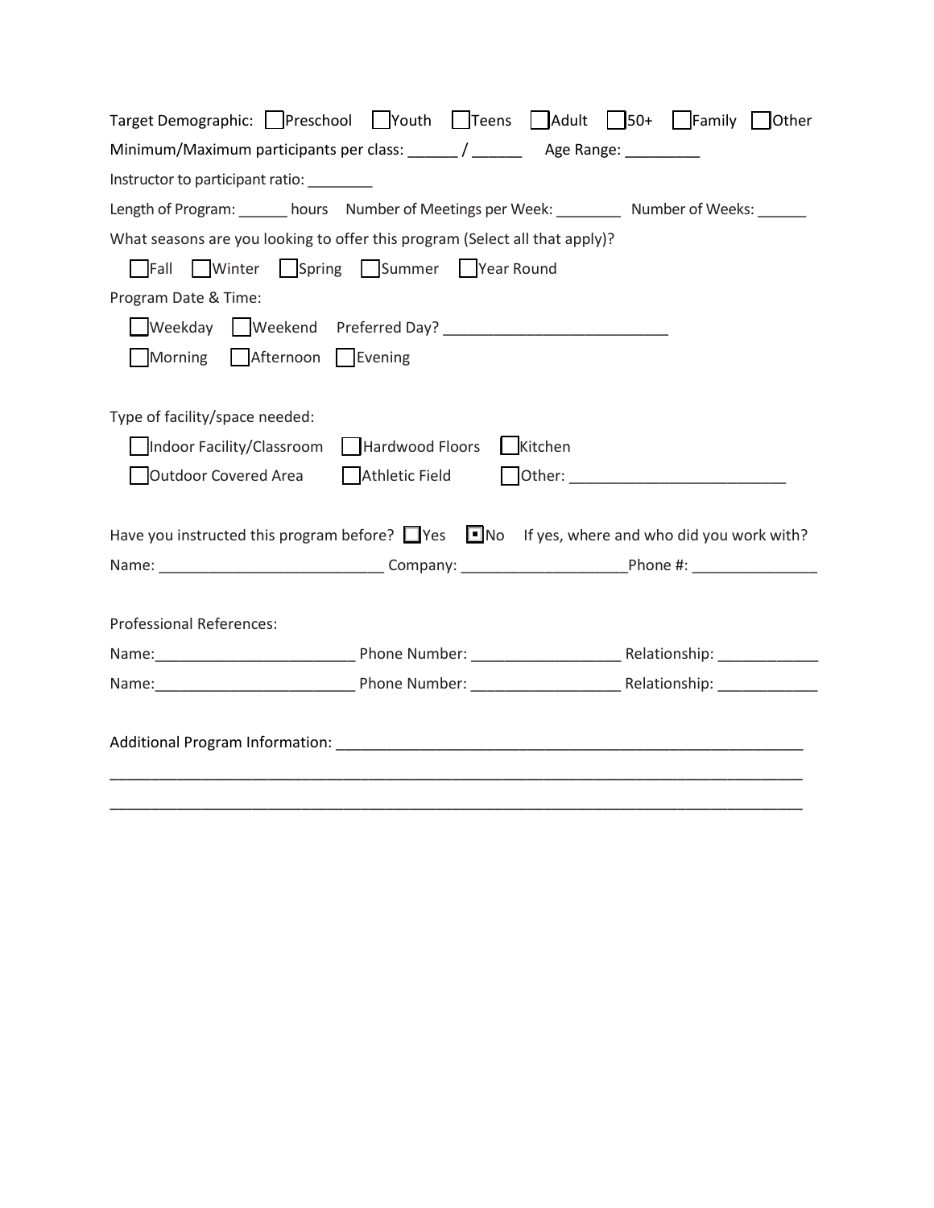Target Demographic: ☐ Preschool ☐ Youth ☐ Teens ☐ Adult ☐ 50+ ☐ Family ☐ Other

Minimum/Maximum participants per class: ______ / ______ Age Range: _________

Instructor to participant ratio: ________

Length of Program: ______ hours Number of Meetings per Week: ________ Number of Weeks: ______

What seasons are you looking to offer this program (Select all that apply)?

☐ Fall ☐ Winter ☐ Spring ☐ Summer ☐ Year Round

Program Date & Time:

☐ Weekday ☐ Weekend Preferred Day? ___________________________

☐ Morning ☐ Afternoon ☐ Evening

Type of facility/space needed:

☐ Indoor Facility/Classroom ☐ Hardwood Floors ☐ Kitchen

☐ Outdoor Covered Area ☐ Athletic Field ☐ Other: __________________________

Have you instructed this program before? ☐ Yes ☒ No If yes, where and who did you work with?

Name: ___________________________ Company: ____________________ Phone #: _______________

Professional References:

Name: ________________________ Phone Number: __________________ Relationship: ____________

Name: ________________________ Phone Number: __________________ Relationship: ____________

Additional Program Information: _________________________________________________________

_________________________________________________________________________________________

_________________________________________________________________________________________